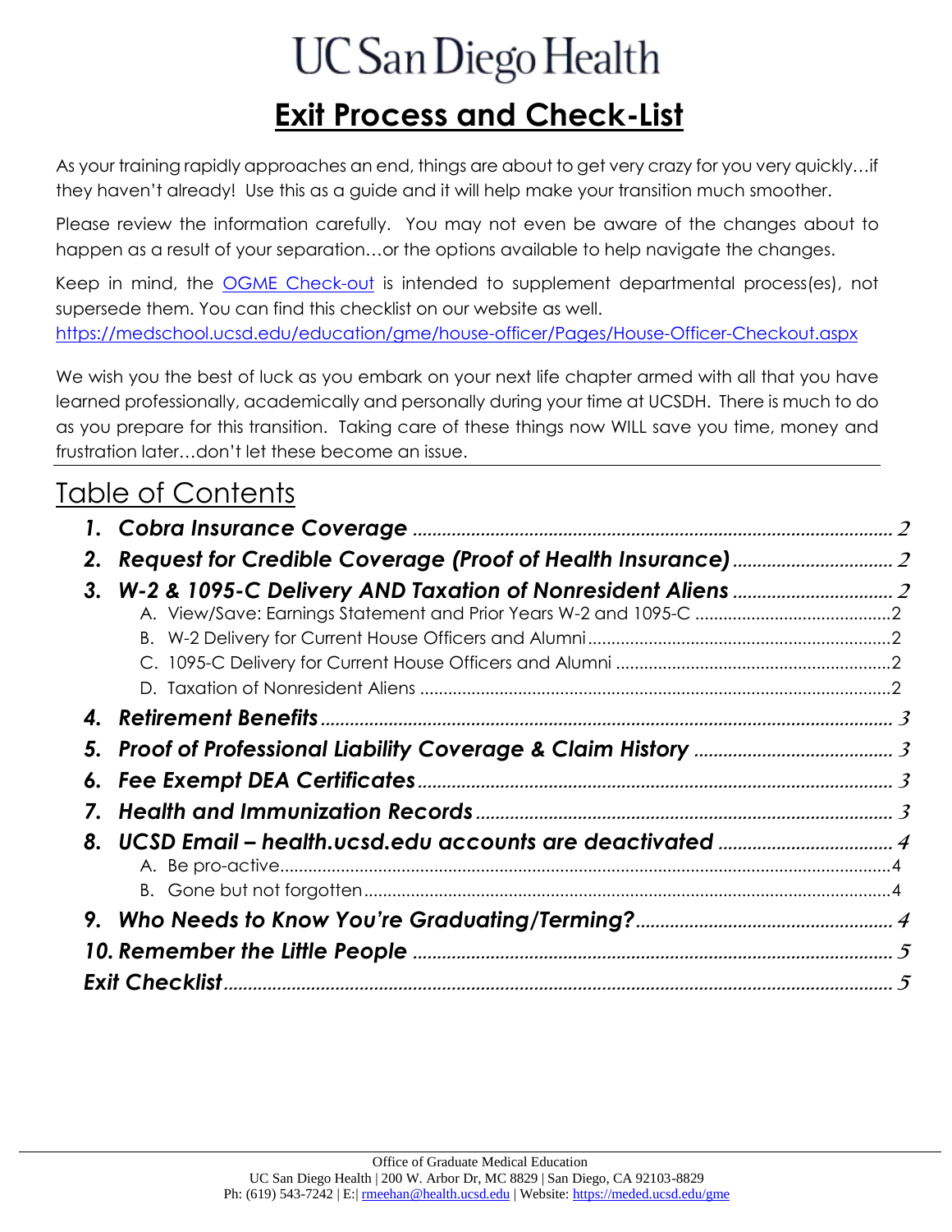# UC San Diego Health

## Exit Process and Check-List

As your training rapidly approaches an end, things are about to get very crazy for you very quickly…if they haven't already! Use this as a guide and it will help make your transition much smoother.

Please review the information carefully. You may not even be aware of the changes about to happen as a result of your separation…or the options available to help navigate the changes.

Keep in mind, the OGME Check-out is intended to supplement departmental process(es), not supersede them. You can find this checklist on our website as well. https://medschool.ucsd.edu/education/gme/house-officer/Pages/House-Officer-Checkout.aspx

We wish you the best of luck as you embark on your next life chapter armed with all that you have learned professionally, academically and personally during your time at UCSDH. There is much to do as you prepare for this transition. Taking care of these things now WILL save you time, money and frustration later…don't let these become an issue.

## Table of Contents

1. ***Cobra Insurance Coverage*** .................... 2
2. ***Request for Credible Coverage (Proof of Health Insurance)*** .................... 2
3. ***W-2 & 1095-C Delivery AND Taxation of Nonresident Aliens*** .................... 2
   - A. View/Save: Earnings Statement and Prior Years W-2 and 1095-C .................... 2
   - B. W-2 Delivery for Current House Officers and Alumni .................... 2
   - C. 1095-C Delivery for Current House Officers and Alumni .................... 2
   - D. Taxation of Nonresident Aliens .................... 2
4. ***Retirement Benefits*** .................... 3
5. ***Proof of Professional Liability Coverage & Claim History*** .................... 3
6. ***Fee Exempt DEA Certificates*** .................... 3
7. ***Health and Immunization Records*** .................... 3
8. ***UCSD Email – health.ucsd.edu accounts are deactivated*** .................... 4
   - A. Be pro-active .................... 4
   - B. Gone but not forgotten .................... 4
9. ***Who Needs to Know You're Graduating/Terming?*** .................... 4
10. ***Remember the Little People*** .................... 5

***Exit Checklist*** .................... 5

Office of Graduate Medical Education
UC San Diego Health | 200 W. Arbor Dr, MC 8829 | San Diego, CA 92103-8829
Ph: (619) 543-7242 | E:| rmeehan@health.ucsd.edu | Website: https://meded.ucsd.edu/gme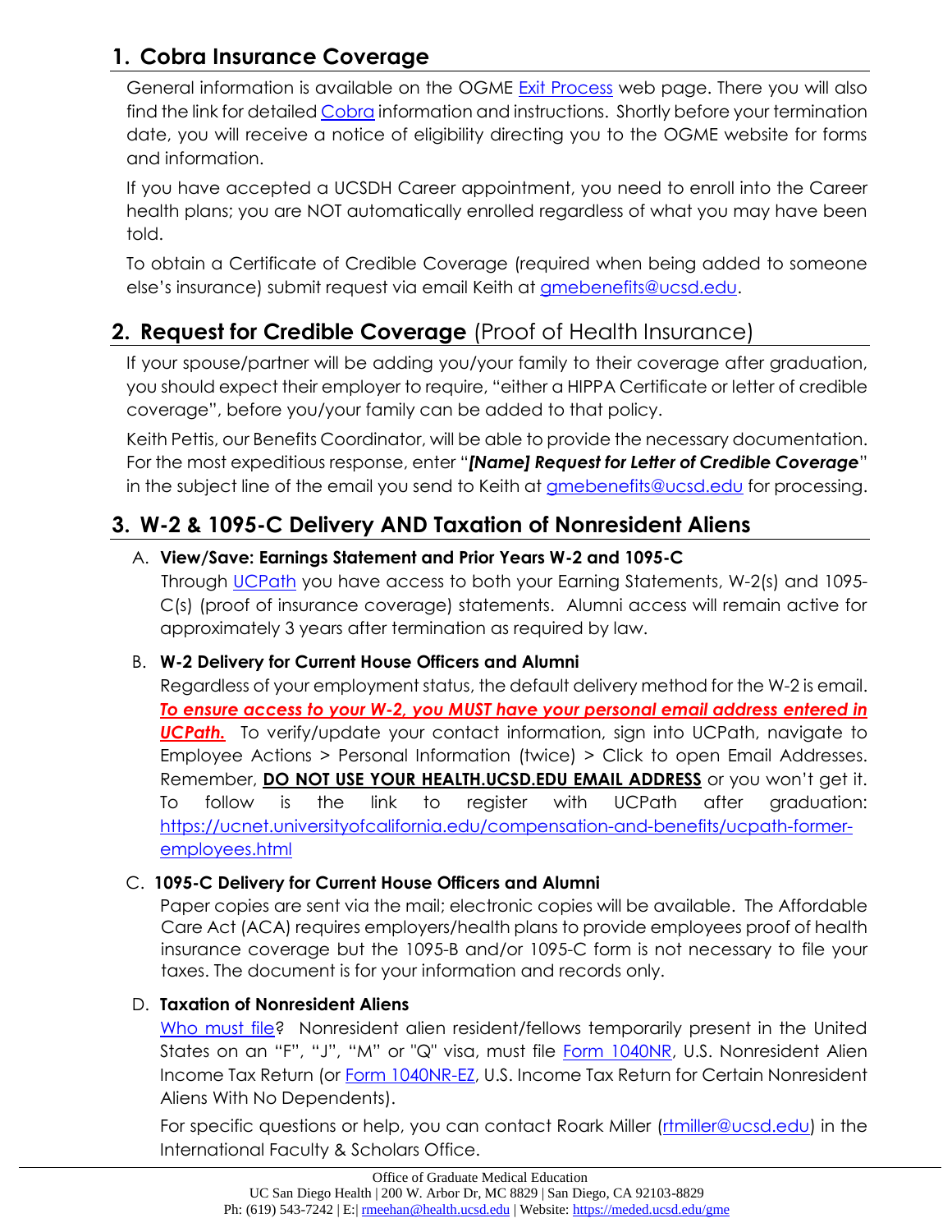## 1. Cobra Insurance Coverage

General information is available on the OGME Exit Process web page. There you will also find the link for detailed Cobra information and instructions. Shortly before your termination date, you will receive a notice of eligibility directing you to the OGME website for forms and information.

If you have accepted a UCSDH Career appointment, you need to enroll into the Career health plans; you are NOT automatically enrolled regardless of what you may have been told.

To obtain a Certificate of Credible Coverage (required when being added to someone else's insurance) submit request via email Keith at gmebenefits@ucsd.edu.

## 2. Request for Credible Coverage (Proof of Health Insurance)

If your spouse/partner will be adding you/your family to their coverage after graduation, you should expect their employer to require, "either a HIPPA Certificate or letter of credible coverage", before you/your family can be added to that policy.

Keith Pettis, our Benefits Coordinator, will be able to provide the necessary documentation. For the most expeditious response, enter "***[Name] Request for Letter of Credible Coverage***" in the subject line of the email you send to Keith at gmebenefits@ucsd.edu for processing.

## 3. W-2 & 1095-C Delivery AND Taxation of Nonresident Aliens

### A. View/Save: Earnings Statement and Prior Years W-2 and 1095-C

Through UCPath you have access to both your Earning Statements, W-2(s) and 1095-C(s) (proof of insurance coverage) statements. Alumni access will remain active for approximately 3 years after termination as required by law.

### B. W-2 Delivery for Current House Officers and Alumni

Regardless of your employment status, the default delivery method for the W-2 is email. ***To ensure access to your W-2, you MUST have your personal email address entered in UCPath.*** To verify/update your contact information, sign into UCPath, navigate to Employee Actions > Personal Information (twice) > Click to open Email Addresses. Remember, **DO NOT USE YOUR HEALTH.UCSD.EDU EMAIL ADDRESS** or you won't get it. To follow is the link to register with UCPath after graduation: https://ucnet.universityofcalifornia.edu/compensation-and-benefits/ucpath-former-employees.html

### C. 1095-C Delivery for Current House Officers and Alumni

Paper copies are sent via the mail; electronic copies will be available. The Affordable Care Act (ACA) requires employers/health plans to provide employees proof of health insurance coverage but the 1095-B and/or 1095-C form is not necessary to file your taxes. The document is for your information and records only.

### D. Taxation of Nonresident Aliens

Who must file? Nonresident alien resident/fellows temporarily present in the United States on an "F", "J", "M" or "Q" visa, must file Form 1040NR, U.S. Nonresident Alien Income Tax Return (or Form 1040NR-EZ, U.S. Income Tax Return for Certain Nonresident Aliens With No Dependents).

For specific questions or help, you can contact Roark Miller (rtmiller@ucsd.edu) in the International Faculty & Scholars Office.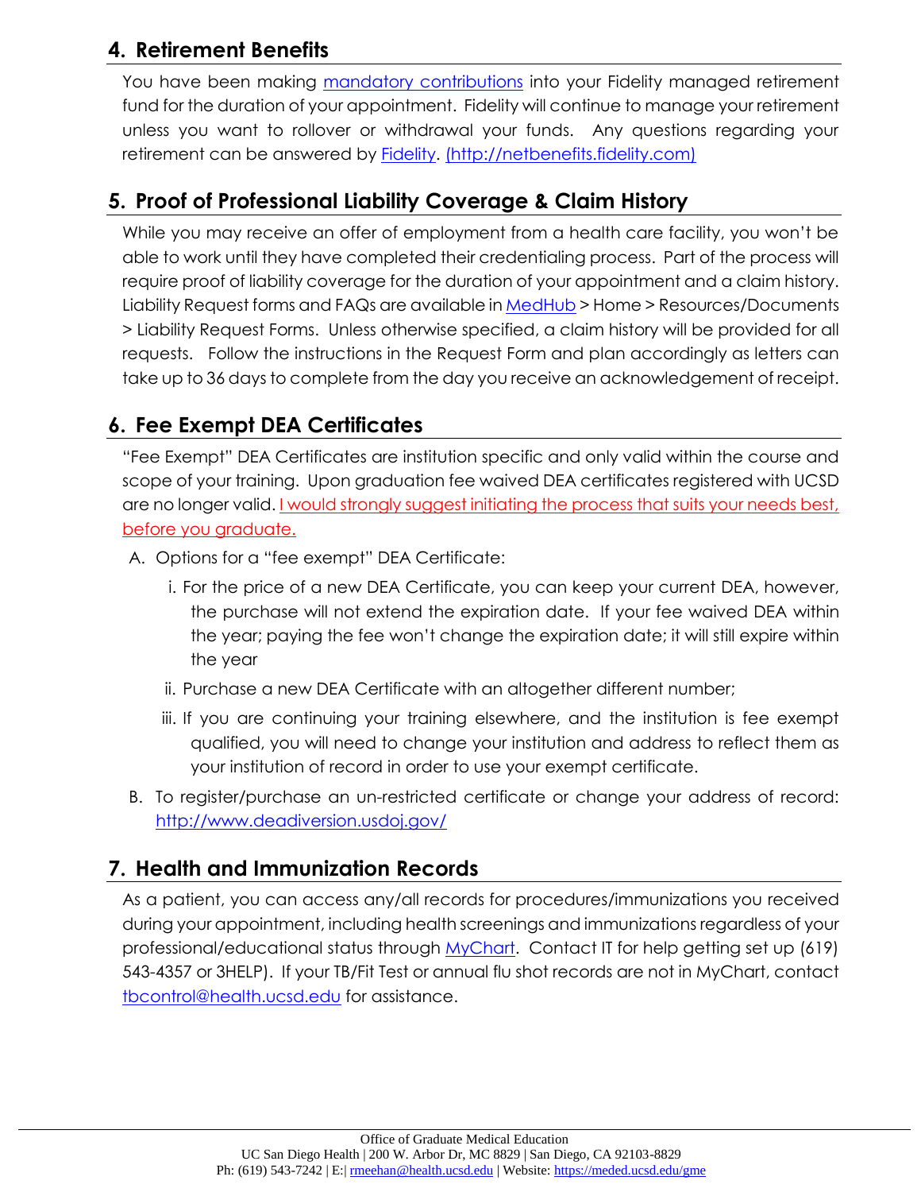## 4. Retirement Benefits

You have been making mandatory contributions into your Fidelity managed retirement fund for the duration of your appointment. Fidelity will continue to manage your retirement unless you want to rollover or withdrawal your funds. Any questions regarding your retirement can be answered by Fidelity. (http://netbenefits.fidelity.com)

## 5. Proof of Professional Liability Coverage & Claim History

While you may receive an offer of employment from a health care facility, you won't be able to work until they have completed their credentialing process. Part of the process will require proof of liability coverage for the duration of your appointment and a claim history. Liability Request forms and FAQs are available in MedHub > Home > Resources/Documents > Liability Request Forms. Unless otherwise specified, a claim history will be provided for all requests. Follow the instructions in the Request Form and plan accordingly as letters can take up to 36 days to complete from the day you receive an acknowledgement of receipt.

## 6. Fee Exempt DEA Certificates

"Fee Exempt" DEA Certificates are institution specific and only valid within the course and scope of your training. Upon graduation fee waived DEA certificates registered with UCSD are no longer valid. I would strongly suggest initiating the process that suits your needs best, before you graduate.

A. Options for a "fee exempt" DEA Certificate:

   i. For the price of a new DEA Certificate, you can keep your current DEA, however, the purchase will not extend the expiration date. If your fee waived DEA within the year; paying the fee won't change the expiration date; it will still expire within the year

   ii. Purchase a new DEA Certificate with an altogether different number;

   iii. If you are continuing your training elsewhere, and the institution is fee exempt qualified, you will need to change your institution and address to reflect them as your institution of record in order to use your exempt certificate.

B. To register/purchase an un-restricted certificate or change your address of record: http://www.deadiversion.usdoj.gov/

## 7. Health and Immunization Records

As a patient, you can access any/all records for procedures/immunizations you received during your appointment, including health screenings and immunizations regardless of your professional/educational status through MyChart. Contact IT for help getting set up (619) 543-4357 or 3HELP). If your TB/Fit Test or annual flu shot records are not in MyChart, contact tbcontrol@health.ucsd.edu for assistance.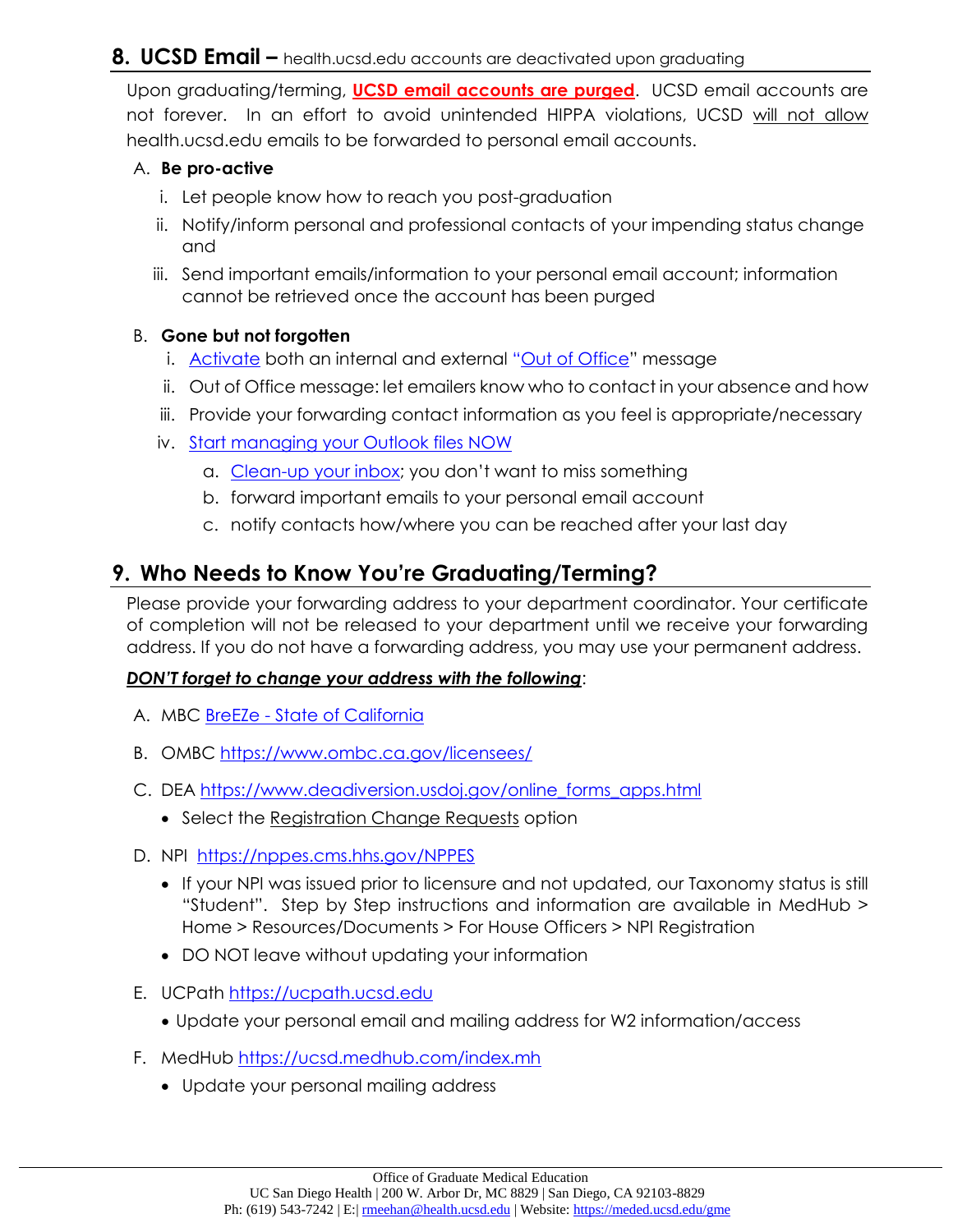## 8. UCSD Email – health.ucsd.edu accounts are deactivated upon graduating

Upon graduating/terming, **UCSD email accounts are purged**. UCSD email accounts are not forever. In an effort to avoid unintended HIPPA violations, UCSD will not allow health.ucsd.edu emails to be forwarded to personal email accounts.

A. **Be pro-active**
   i. Let people know how to reach you post-graduation
   ii. Notify/inform personal and professional contacts of your impending status change and
   iii. Send important emails/information to your personal email account; information cannot be retrieved once the account has been purged

B. **Gone but not forgotten**
   i. Activate both an internal and external "Out of Office" message
   ii. Out of Office message: let emailers know who to contact in your absence and how
   iii. Provide your forwarding contact information as you feel is appropriate/necessary
   iv. Start managing your Outlook files NOW
      a. Clean-up your inbox; you don't want to miss something
      b. forward important emails to your personal email account
      c. notify contacts how/where you can be reached after your last day

## 9. Who Needs to Know You're Graduating/Terming?

Please provide your forwarding address to your department coordinator. Your certificate of completion will not be released to your department until we receive your forwarding address. If you do not have a forwarding address, you may use your permanent address.

***DON'T forget to change your address with the following***:

A. MBC BreEZe - State of California

B. OMBC https://www.ombc.ca.gov/licensees/

C. DEA https://www.deadiversion.usdoj.gov/online_forms_apps.html
   - Select the Registration Change Requests option

D. NPI https://nppes.cms.hhs.gov/NPPES
   - If your NPI was issued prior to licensure and not updated, our Taxonomy status is still "Student". Step by Step instructions and information are available in MedHub > Home > Resources/Documents > For House Officers > NPI Registration
   - DO NOT leave without updating your information

E. UCPath https://ucpath.ucsd.edu
   - Update your personal email and mailing address for W2 information/access

F. MedHub https://ucsd.medhub.com/index.mh
   - Update your personal mailing address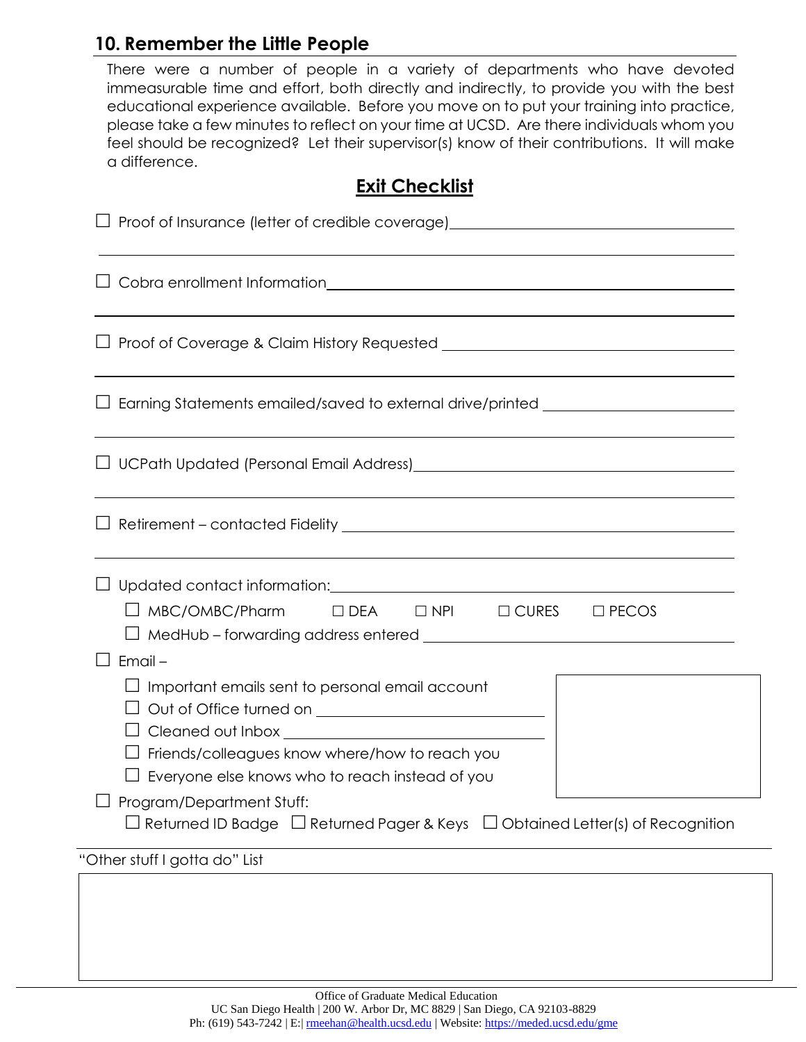## 10. Remember the Little People

There were a number of people in a variety of departments who have devoted immeasurable time and effort, both directly and indirectly, to provide you with the best educational experience available. Before you move on to put your training into practice, please take a few minutes to reflect on your time at UCSD. Are there individuals whom you feel should be recognized? Let their supervisor(s) know of their contributions. It will make a difference.

## Exit Checklist

- ☐ Proof of Insurance (letter of credible coverage)
- ☐ Cobra enrollment Information
- ☐ Proof of Coverage & Claim History Requested
- ☐ Earning Statements emailed/saved to external drive/printed
- ☐ UCPath Updated (Personal Email Address)
- ☐ Retirement – contacted Fidelity
- ☐ Updated contact information:
  - ☐ MBC/OMBC/Pharm ☐ DEA ☐ NPI ☐ CURES ☐ PECOS
  - ☐ MedHub – forwarding address entered
- ☐ Email –
  - ☐ Important emails sent to personal email account
  - ☐ Out of Office turned on
  - ☐ Cleaned out Inbox
  - ☐ Friends/colleagues know where/how to reach you
  - ☐ Everyone else knows who to reach instead of you
- ☐ Program/Department Stuff:
  - ☐ Returned ID Badge ☐ Returned Pager & Keys ☐ Obtained Letter(s) of Recognition

"Other stuff I gotta do" List

Office of Graduate Medical Education
UC San Diego Health | 200 W. Arbor Dr, MC 8829 | San Diego, CA 92103-8829
Ph: (619) 543-7242 | E:| rmeehan@health.ucsd.edu | Website: https://meded.ucsd.edu/gme